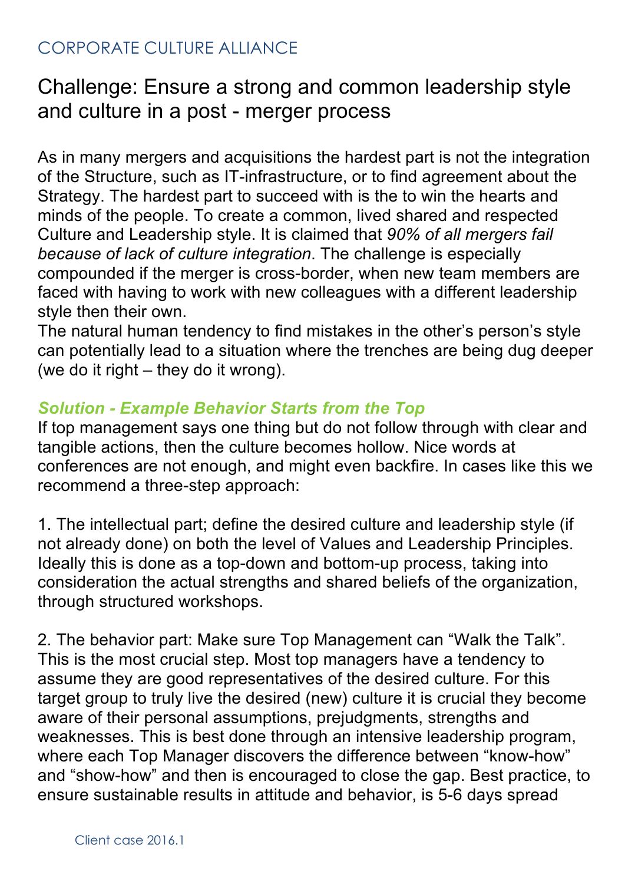CORPORATE CULTURE ALLIANCE

# Challenge: Ensure a strong and common leadership style and culture in a post - merger process

As in many mergers and acquisitions the hardest part is not the integration of the Structure, such as IT-infrastructure, or to find agreement about the Strategy. The hardest part to succeed with is the to win the hearts and minds of the people. To create a common, lived shared and respected Culture and Leadership style. It is claimed that *90% of all mergers fail because of lack of culture integration*. The challenge is especially compounded if the merger is cross-border, when new team members are faced with having to work with new colleagues with a different leadership style then their own.
The natural human tendency to find mistakes in the other's person's style can potentially lead to a situation where the trenches are being dug deeper (we do it right – they do it wrong).

## *Solution - Example Behavior Starts from the Top*

If top management says one thing but do not follow through with clear and tangible actions, then the culture becomes hollow. Nice words at conferences are not enough, and might even backfire. In cases like this we recommend a three-step approach:

1. The intellectual part; define the desired culture and leadership style (if not already done) on both the level of Values and Leadership Principles. Ideally this is done as a top-down and bottom-up process, taking into consideration the actual strengths and shared beliefs of the organization, through structured workshops.

2. The behavior part: Make sure Top Management can "Walk the Talk". This is the most crucial step. Most top managers have a tendency to assume they are good representatives of the desired culture. For this target group to truly live the desired (new) culture it is crucial they become aware of their personal assumptions, prejudgments, strengths and weaknesses. This is best done through an intensive leadership program, where each Top Manager discovers the difference between "know-how" and "show-how" and then is encouraged to close the gap. Best practice, to ensure sustainable results in attitude and behavior, is 5-6 days spread

Client case 2016.1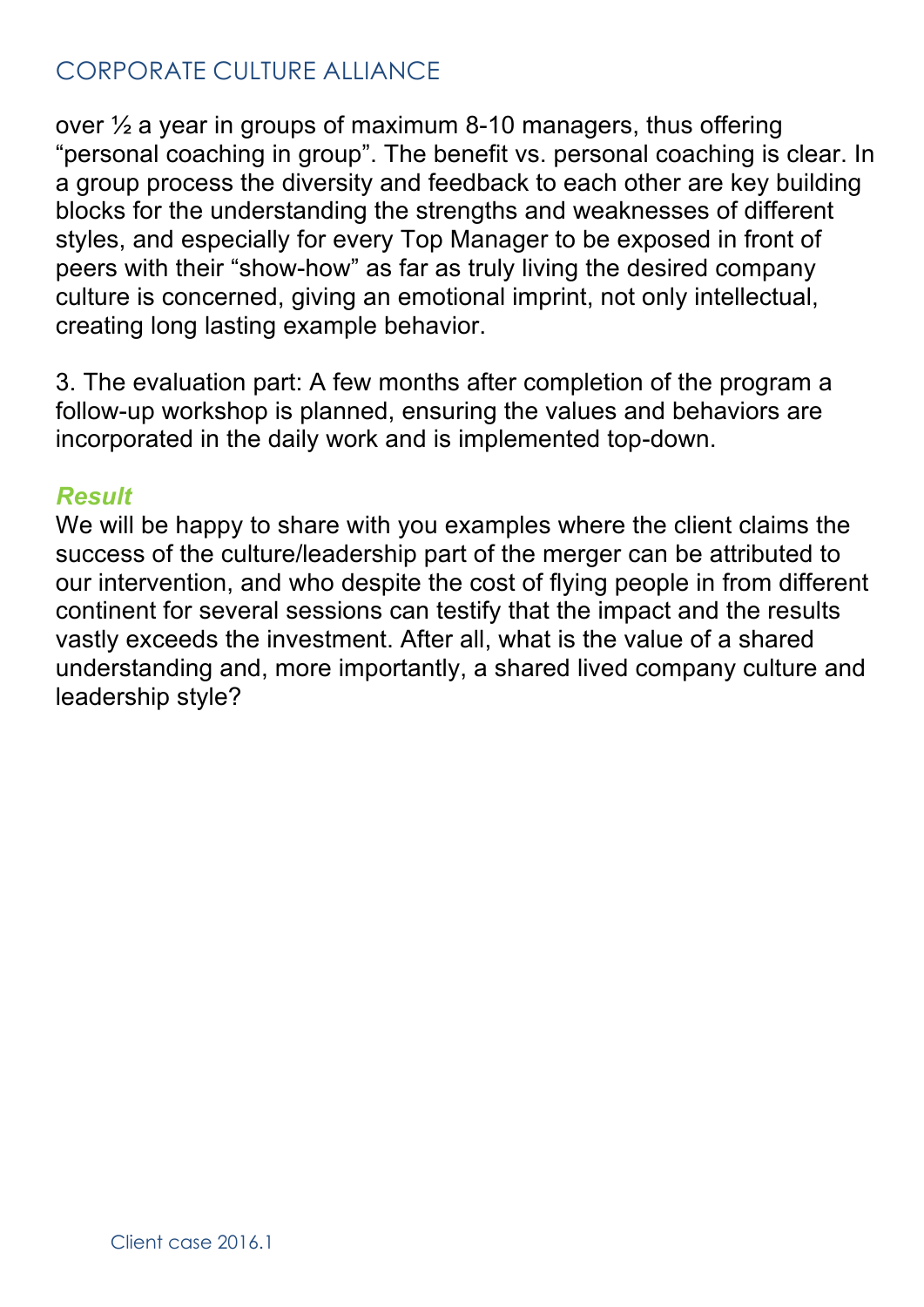over ½ a year in groups of maximum 8-10 managers, thus offering "personal coaching in group". The benefit vs. personal coaching is clear. In a group process the diversity and feedback to each other are key building blocks for the understanding the strengths and weaknesses of different styles, and especially for every Top Manager to be exposed in front of peers with their "show-how" as far as truly living the desired company culture is concerned, giving an emotional imprint, not only intellectual, creating long lasting example behavior.

3. The evaluation part: A few months after completion of the program a follow-up workshop is planned, ensuring the values and behaviors are incorporated in the daily work and is implemented top-down.

***Result***

We will be happy to share with you examples where the client claims the success of the culture/leadership part of the merger can be attributed to our intervention, and who despite the cost of flying people in from different continent for several sessions can testify that the impact and the results vastly exceeds the investment. After all, what is the value of a shared understanding and, more importantly, a shared lived company culture and leadership style?